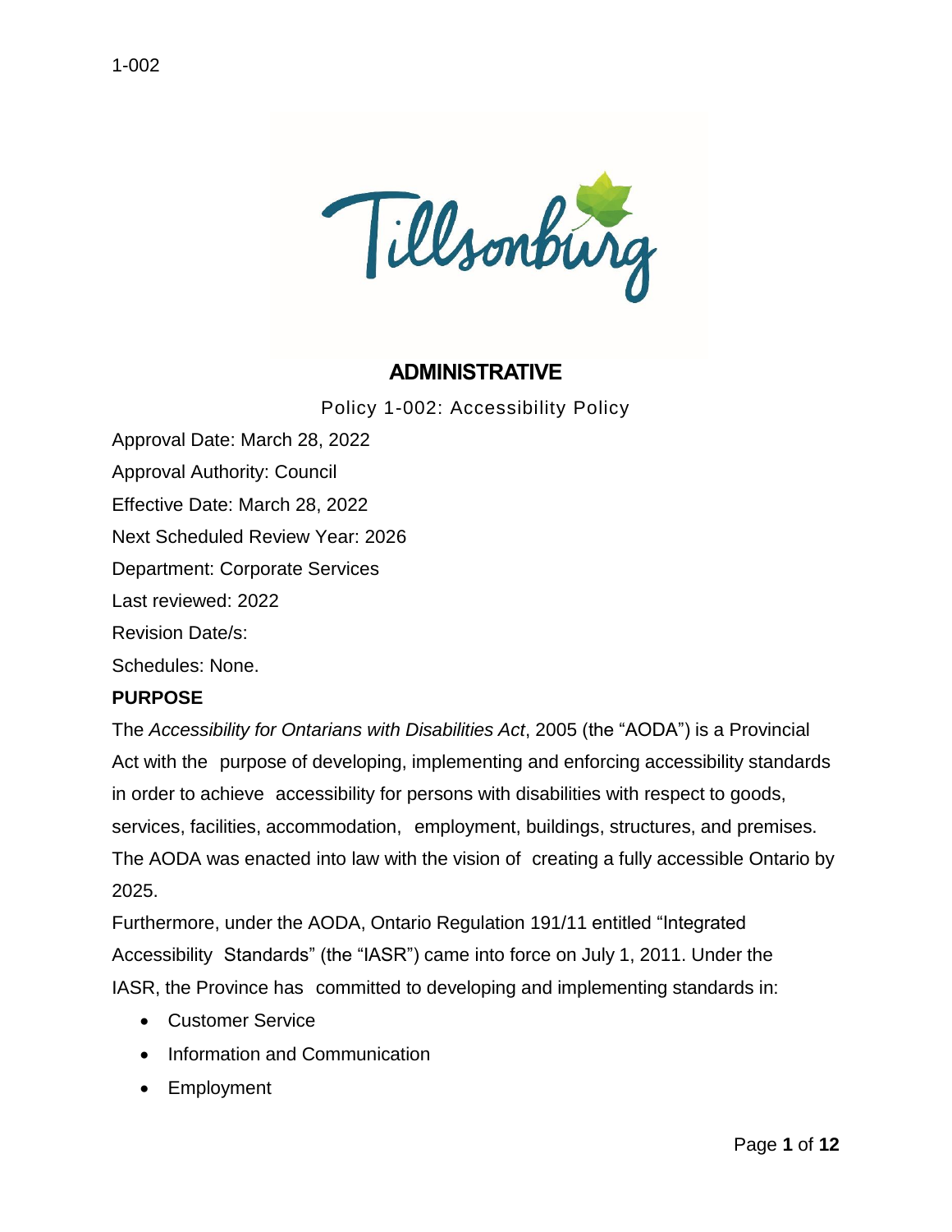# ADMINISTRATIVE

Policy 1-002: Accessibility Policy

Approval Date: March 28, 2022

Approval Authority: Council

Effective Date: March 28, 2022

Next Scheduled Review Year: 2026

Department: Corporate Services

Last reviewed: 2022

Revision Date/s:

Schedules: None.

## PURPOSE

The *Accessibility for Ontarians with Disabilities Act*, 2005 (the "AODA") is a Provincial Act with the purpose of developing, implementing and enforcing accessibility standards in order to achieve accessibility for persons with disabilities with respect to goods, services, facilities, accommodation, employment, buildings, structures, and premises. The AODA was enacted into law with the vision of creating a fully accessible Ontario by 2025.

Furthermore, under the AODA, Ontario Regulation 191/11 entitled "Integrated Accessibility Standards" (the "IASR") came into force on July 1, 2011. Under the IASR, the Province has committed to developing and implementing standards in:

- Customer Service
- Information and Communication
- Employment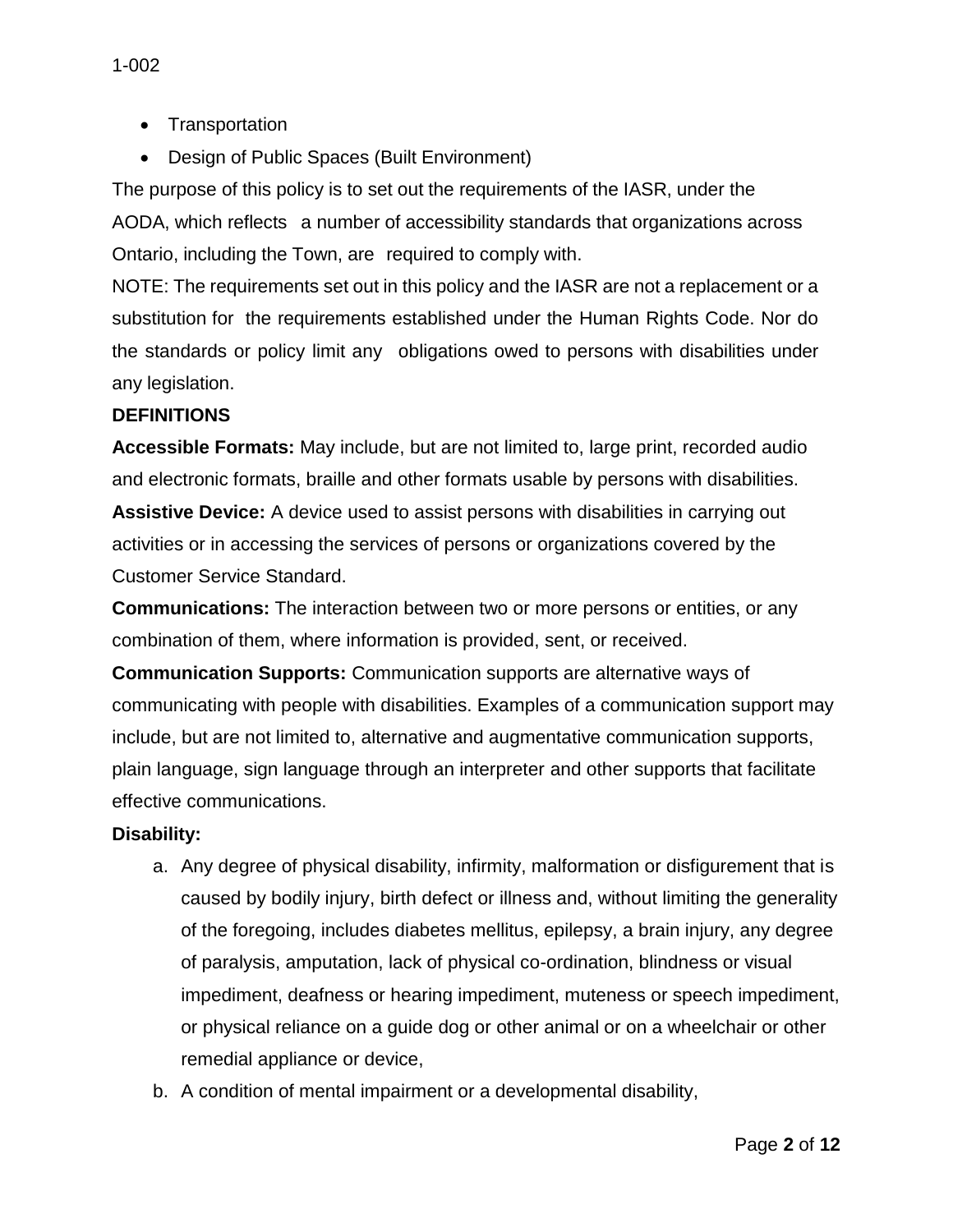- Transportation
- Design of Public Spaces (Built Environment)

The purpose of this policy is to set out the requirements of the IASR, under the AODA, which reflects a number of accessibility standards that organizations across Ontario, including the Town, are required to comply with.

NOTE: The requirements set out in this policy and the IASR are not a replacement or a substitution for the requirements established under the Human Rights Code. Nor do the standards or policy limit any obligations owed to persons with disabilities under any legislation.

**DEFINITIONS**

**Accessible Formats:** May include, but are not limited to, large print, recorded audio and electronic formats, braille and other formats usable by persons with disabilities.

**Assistive Device:** A device used to assist persons with disabilities in carrying out activities or in accessing the services of persons or organizations covered by the Customer Service Standard.

**Communications:** The interaction between two or more persons or entities, or any combination of them, where information is provided, sent, or received.

**Communication Supports:** Communication supports are alternative ways of communicating with people with disabilities. Examples of a communication support may include, but are not limited to, alternative and augmentative communication supports, plain language, sign language through an interpreter and other supports that facilitate effective communications.

**Disability:**

a. Any degree of physical disability, infirmity, malformation or disfigurement that is caused by bodily injury, birth defect or illness and, without limiting the generality of the foregoing, includes diabetes mellitus, epilepsy, a brain injury, any degree of paralysis, amputation, lack of physical co-ordination, blindness or visual impediment, deafness or hearing impediment, muteness or speech impediment, or physical reliance on a guide dog or other animal or on a wheelchair or other remedial appliance or device,
b. A condition of mental impairment or a developmental disability,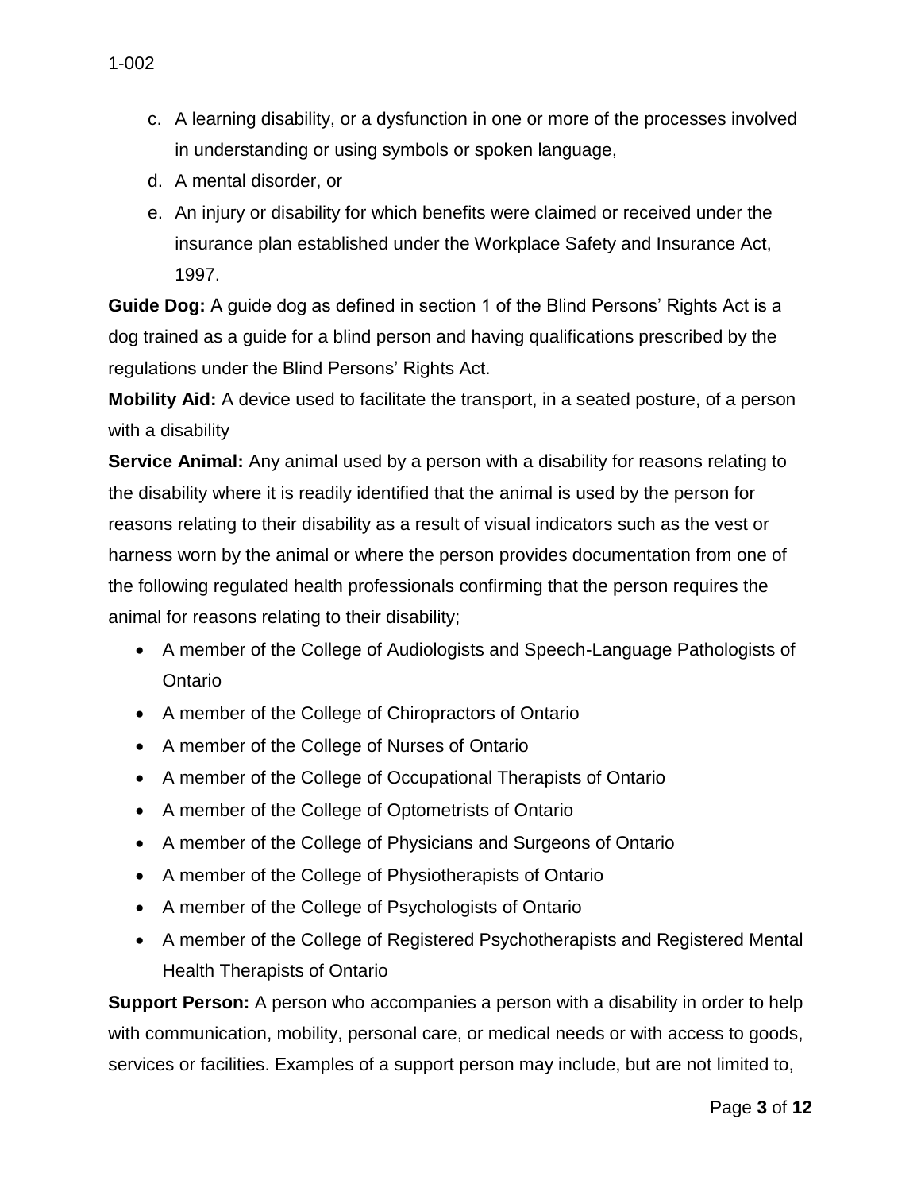c. A learning disability, or a dysfunction in one or more of the processes involved in understanding or using symbols or spoken language,
d. A mental disorder, or
e. An injury or disability for which benefits were claimed or received under the insurance plan established under the Workplace Safety and Insurance Act, 1997.

**Guide Dog:** A guide dog as defined in section 1 of the Blind Persons' Rights Act is a dog trained as a guide for a blind person and having qualifications prescribed by the regulations under the Blind Persons' Rights Act.

**Mobility Aid:** A device used to facilitate the transport, in a seated posture, of a person with a disability

**Service Animal:** Any animal used by a person with a disability for reasons relating to the disability where it is readily identified that the animal is used by the person for reasons relating to their disability as a result of visual indicators such as the vest or harness worn by the animal or where the person provides documentation from one of the following regulated health professionals confirming that the person requires the animal for reasons relating to their disability;

- A member of the College of Audiologists and Speech-Language Pathologists of Ontario
- A member of the College of Chiropractors of Ontario
- A member of the College of Nurses of Ontario
- A member of the College of Occupational Therapists of Ontario
- A member of the College of Optometrists of Ontario
- A member of the College of Physicians and Surgeons of Ontario
- A member of the College of Physiotherapists of Ontario
- A member of the College of Psychologists of Ontario
- A member of the College of Registered Psychotherapists and Registered Mental Health Therapists of Ontario

**Support Person:** A person who accompanies a person with a disability in order to help with communication, mobility, personal care, or medical needs or with access to goods, services or facilities. Examples of a support person may include, but are not limited to,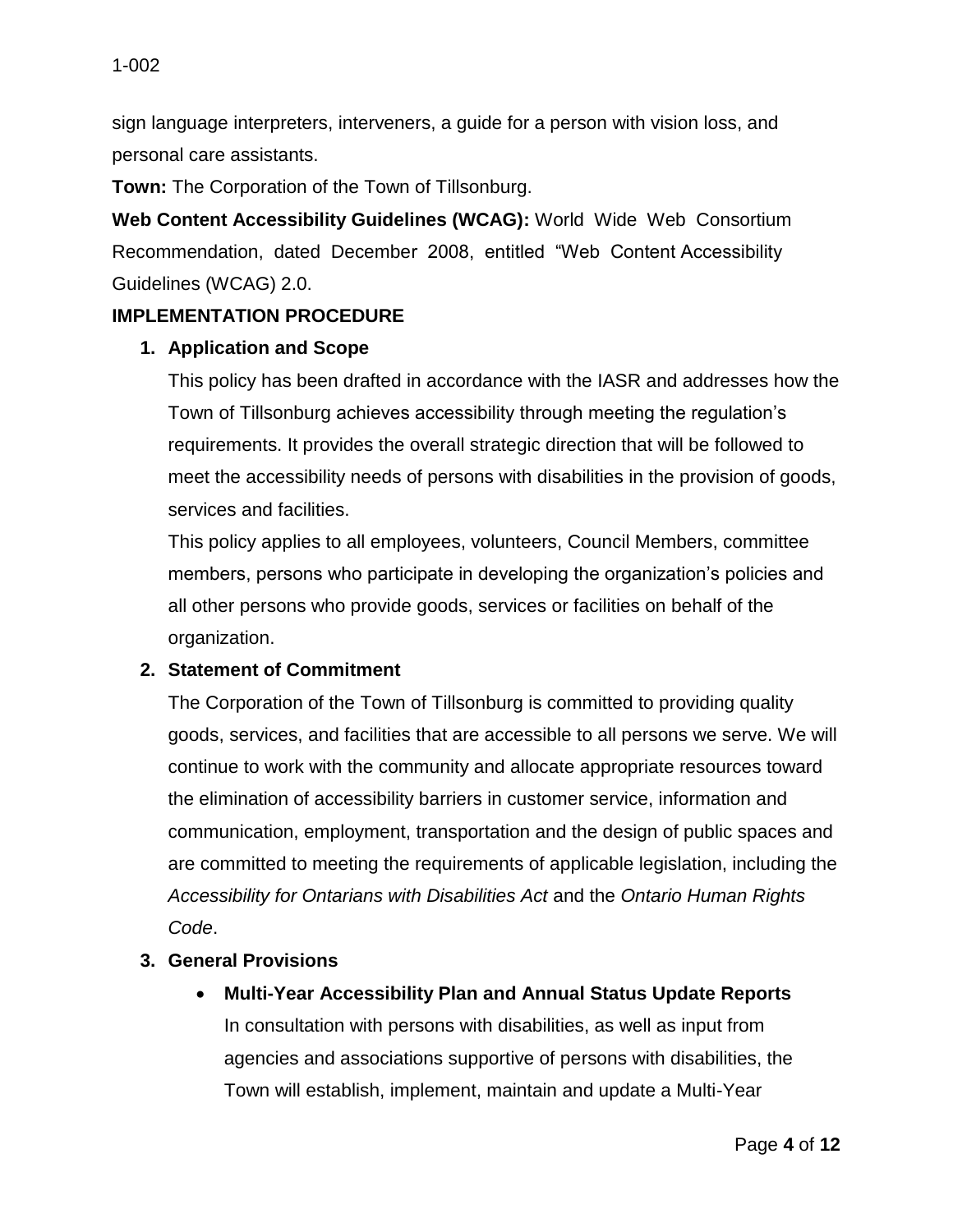sign language interpreters, interveners, a guide for a person with vision loss, and personal care assistants.

**Town:** The Corporation of the Town of Tillsonburg.

**Web Content Accessibility Guidelines (WCAG):** World Wide Web Consortium Recommendation, dated December 2008, entitled "Web Content Accessibility Guidelines (WCAG) 2.0.

## IMPLEMENTATION PROCEDURE

### 1. Application and Scope

This policy has been drafted in accordance with the IASR and addresses how the Town of Tillsonburg achieves accessibility through meeting the regulation's requirements. It provides the overall strategic direction that will be followed to meet the accessibility needs of persons with disabilities in the provision of goods, services and facilities.

This policy applies to all employees, volunteers, Council Members, committee members, persons who participate in developing the organization's policies and all other persons who provide goods, services or facilities on behalf of the organization.

### 2. Statement of Commitment

The Corporation of the Town of Tillsonburg is committed to providing quality goods, services, and facilities that are accessible to all persons we serve. We will continue to work with the community and allocate appropriate resources toward the elimination of accessibility barriers in customer service, information and communication, employment, transportation and the design of public spaces and are committed to meeting the requirements of applicable legislation, including the *Accessibility for Ontarians with Disabilities Act* and the *Ontario Human Rights Code*.

### 3. General Provisions

- **Multi-Year Accessibility Plan and Annual Status Update Reports**
  In consultation with persons with disabilities, as well as input from agencies and associations supportive of persons with disabilities, the Town will establish, implement, maintain and update a Multi-Year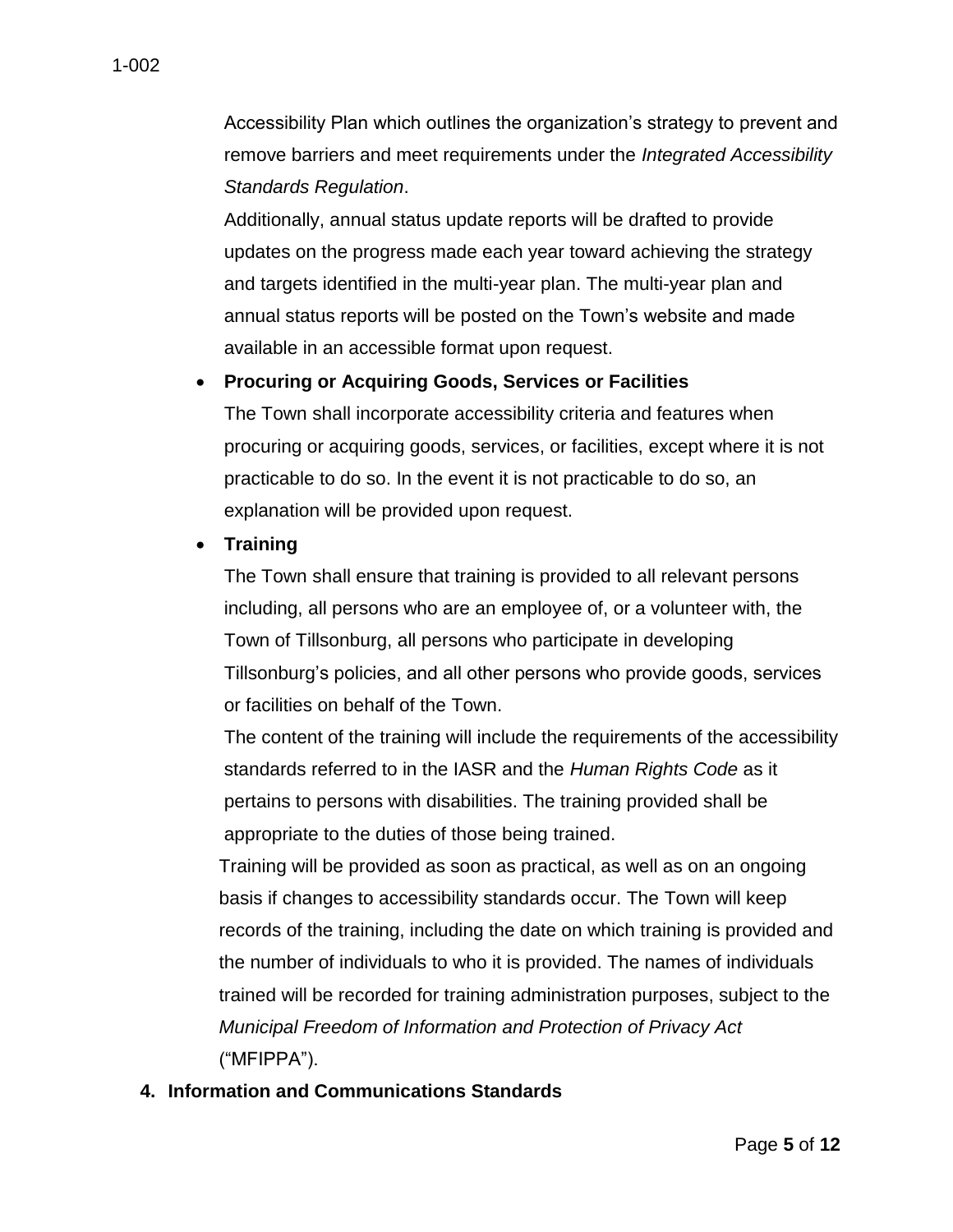Accessibility Plan which outlines the organization's strategy to prevent and remove barriers and meet requirements under the *Integrated Accessibility Standards Regulation*.

Additionally, annual status update reports will be drafted to provide updates on the progress made each year toward achieving the strategy and targets identified in the multi-year plan. The multi-year plan and annual status reports will be posted on the Town's website and made available in an accessible format upon request.

- **Procuring or Acquiring Goods, Services or Facilities**

  The Town shall incorporate accessibility criteria and features when procuring or acquiring goods, services, or facilities, except where it is not practicable to do so. In the event it is not practicable to do so, an explanation will be provided upon request.

- **Training**

  The Town shall ensure that training is provided to all relevant persons including, all persons who are an employee of, or a volunteer with, the Town of Tillsonburg, all persons who participate in developing Tillsonburg's policies, and all other persons who provide goods, services or facilities on behalf of the Town.

  The content of the training will include the requirements of the accessibility standards referred to in the IASR and the *Human Rights Code* as it pertains to persons with disabilities. The training provided shall be appropriate to the duties of those being trained.

  Training will be provided as soon as practical, as well as on an ongoing basis if changes to accessibility standards occur. The Town will keep records of the training, including the date on which training is provided and the number of individuals to who it is provided. The names of individuals trained will be recorded for training administration purposes, subject to the *Municipal Freedom of Information and Protection of Privacy Act* ("MFIPPA").

**4. Information and Communications Standards**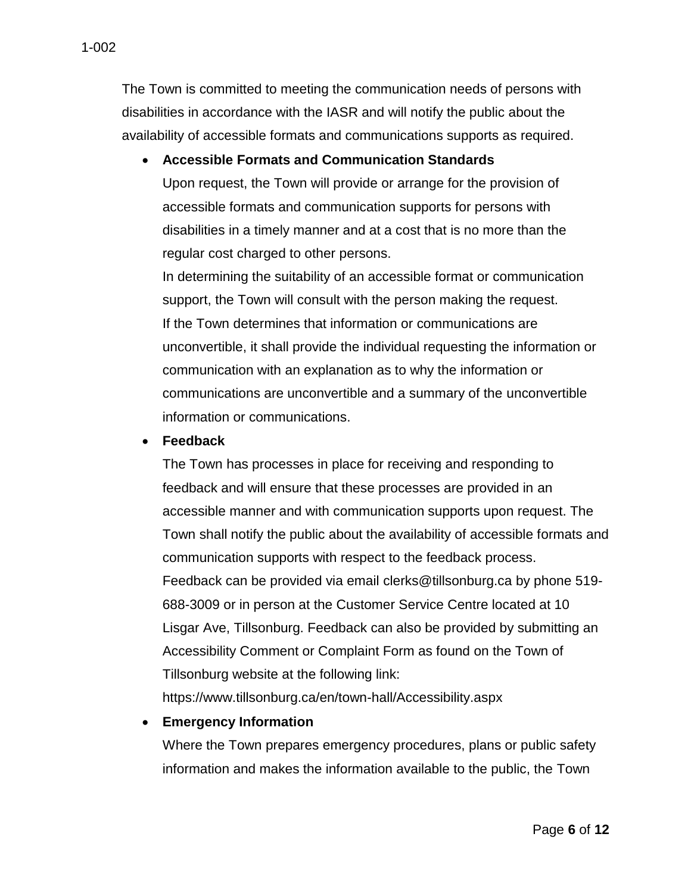The Town is committed to meeting the communication needs of persons with disabilities in accordance with the IASR and will notify the public about the availability of accessible formats and communications supports as required.

- **Accessible Formats and Communication Standards**
  Upon request, the Town will provide or arrange for the provision of accessible formats and communication supports for persons with disabilities in a timely manner and at a cost that is no more than the regular cost charged to other persons.
  In determining the suitability of an accessible format or communication support, the Town will consult with the person making the request.
  If the Town determines that information or communications are unconvertible, it shall provide the individual requesting the information or communication with an explanation as to why the information or communications are unconvertible and a summary of the unconvertible information or communications.
- **Feedback**
  The Town has processes in place for receiving and responding to feedback and will ensure that these processes are provided in an accessible manner and with communication supports upon request. The Town shall notify the public about the availability of accessible formats and communication supports with respect to the feedback process.
  Feedback can be provided via email clerks@tillsonburg.ca by phone 519-688-3009 or in person at the Customer Service Centre located at 10 Lisgar Ave, Tillsonburg. Feedback can also be provided by submitting an Accessibility Comment or Complaint Form as found on the Town of Tillsonburg website at the following link:
  https://www.tillsonburg.ca/en/town-hall/Accessibility.aspx
- **Emergency Information**
  Where the Town prepares emergency procedures, plans or public safety information and makes the information available to the public, the Town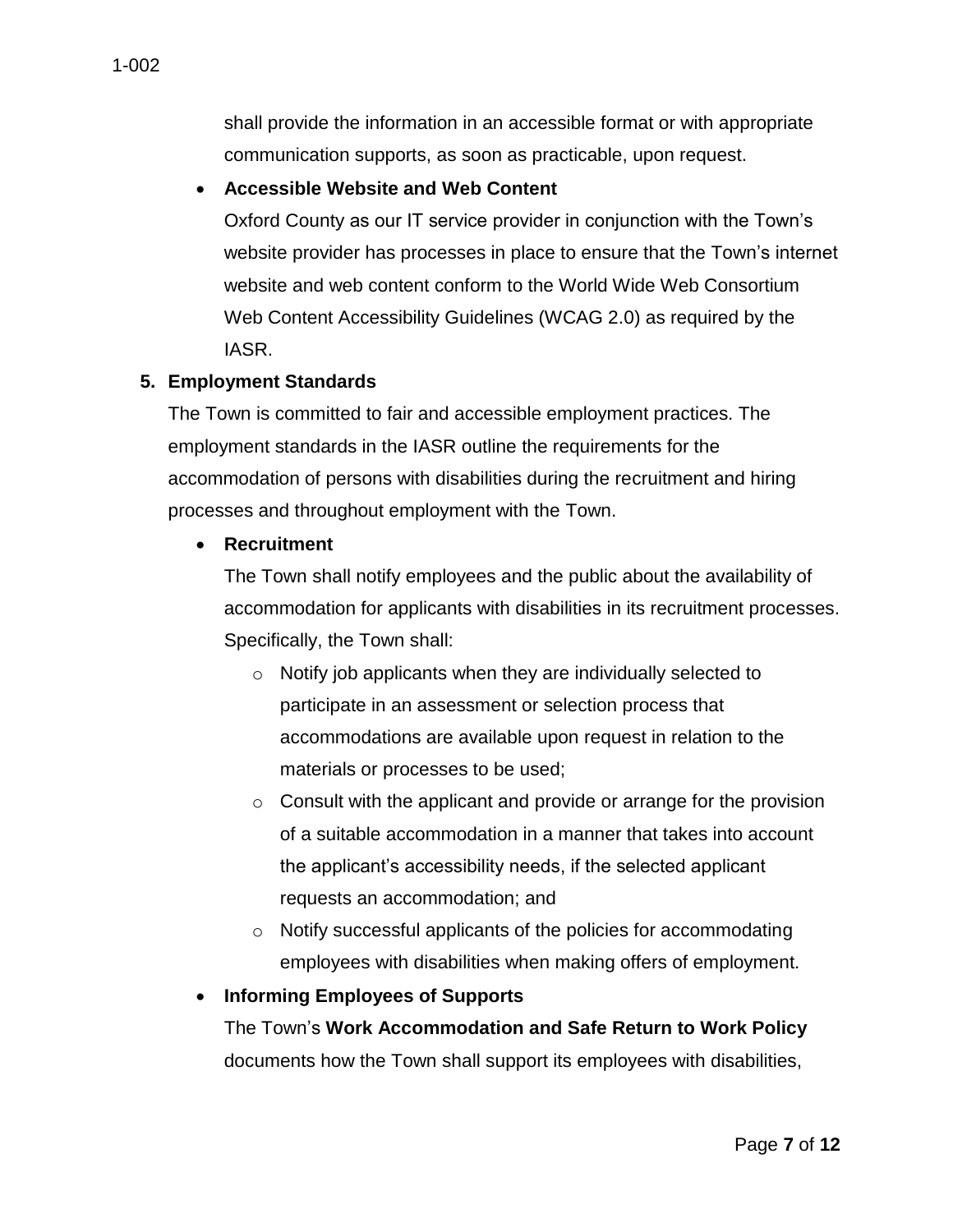shall provide the information in an accessible format or with appropriate communication supports, as soon as practicable, upon request.

- **Accessible Website and Web Content**

  Oxford County as our IT service provider in conjunction with the Town's website provider has processes in place to ensure that the Town's internet website and web content conform to the World Wide Web Consortium Web Content Accessibility Guidelines (WCAG 2.0) as required by the IASR.

**5. Employment Standards**

The Town is committed to fair and accessible employment practices. The employment standards in the IASR outline the requirements for the accommodation of persons with disabilities during the recruitment and hiring processes and throughout employment with the Town.

- **Recruitment**

  The Town shall notify employees and the public about the availability of accommodation for applicants with disabilities in its recruitment processes. Specifically, the Town shall:

  - Notify job applicants when they are individually selected to participate in an assessment or selection process that accommodations are available upon request in relation to the materials or processes to be used;
  - Consult with the applicant and provide or arrange for the provision of a suitable accommodation in a manner that takes into account the applicant's accessibility needs, if the selected applicant requests an accommodation; and
  - Notify successful applicants of the policies for accommodating employees with disabilities when making offers of employment.

- **Informing Employees of Supports**

  The Town's **Work Accommodation and Safe Return to Work Policy** documents how the Town shall support its employees with disabilities,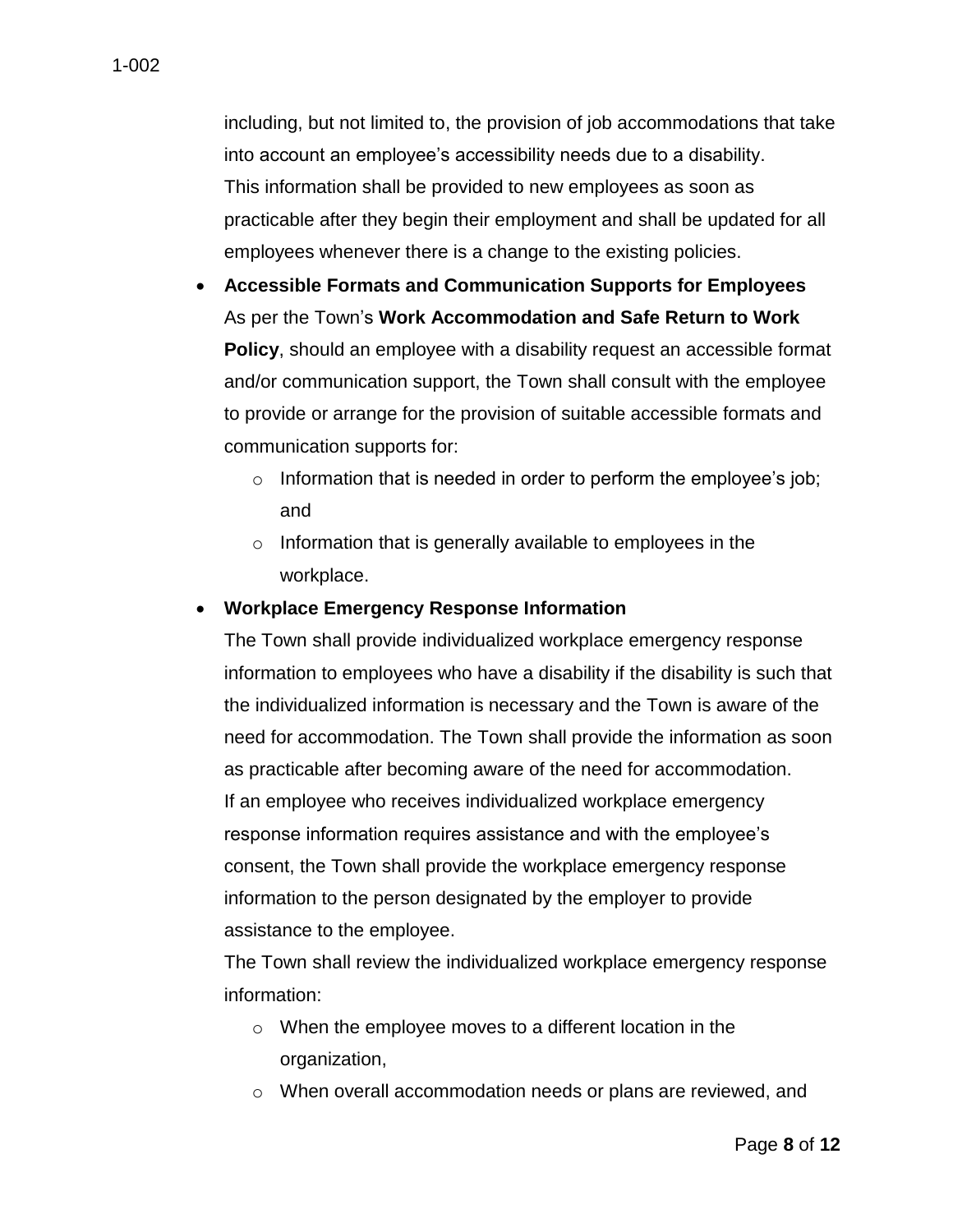including, but not limited to, the provision of job accommodations that take into account an employee's accessibility needs due to a disability. This information shall be provided to new employees as soon as practicable after they begin their employment and shall be updated for all employees whenever there is a change to the existing policies.

- **Accessible Formats and Communication Supports for Employees**
  As per the Town's **Work Accommodation and Safe Return to Work Policy**, should an employee with a disability request an accessible format and/or communication support, the Town shall consult with the employee to provide or arrange for the provision of suitable accessible formats and communication supports for:
    - Information that is needed in order to perform the employee's job; and
    - Information that is generally available to employees in the workplace.
- **Workplace Emergency Response Information**
  The Town shall provide individualized workplace emergency response information to employees who have a disability if the disability is such that the individualized information is necessary and the Town is aware of the need for accommodation. The Town shall provide the information as soon as practicable after becoming aware of the need for accommodation.
  If an employee who receives individualized workplace emergency response information requires assistance and with the employee's consent, the Town shall provide the workplace emergency response information to the person designated by the employer to provide assistance to the employee.
  The Town shall review the individualized workplace emergency response information:
    - When the employee moves to a different location in the organization,
    - When overall accommodation needs or plans are reviewed, and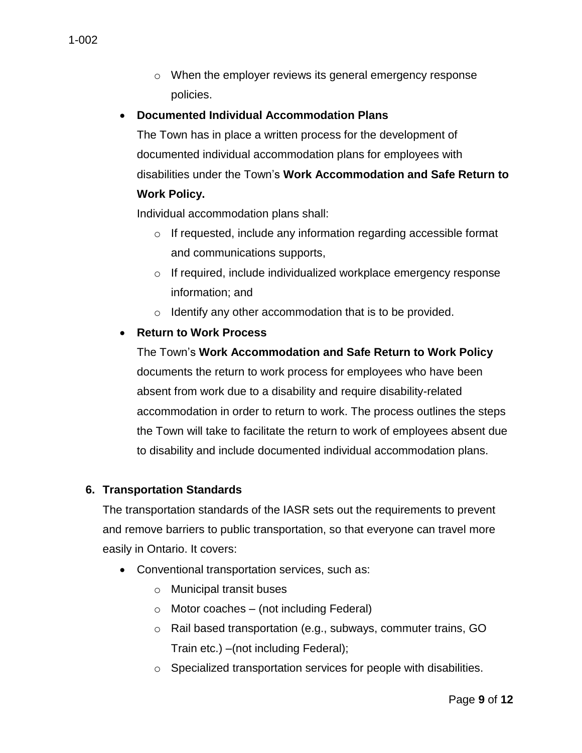- When the employer reviews its general emergency response policies.

- **Documented Individual Accommodation Plans**

  The Town has in place a written process for the development of documented individual accommodation plans for employees with disabilities under the Town's **Work Accommodation and Safe Return to Work Policy.**

  Individual accommodation plans shall:

  - If requested, include any information regarding accessible format and communications supports,
  - If required, include individualized workplace emergency response information; and
  - Identify any other accommodation that is to be provided.

- **Return to Work Process**

  The Town's **Work Accommodation and Safe Return to Work Policy** documents the return to work process for employees who have been absent from work due to a disability and require disability-related accommodation in order to return to work. The process outlines the steps the Town will take to facilitate the return to work of employees absent due to disability and include documented individual accommodation plans.

## 6. Transportation Standards

The transportation standards of the IASR sets out the requirements to prevent and remove barriers to public transportation, so that everyone can travel more easily in Ontario. It covers:

- Conventional transportation services, such as:
  - Municipal transit buses
  - Motor coaches – (not including Federal)
  - Rail based transportation (e.g., subways, commuter trains, GO Train etc.) –(not including Federal);
  - Specialized transportation services for people with disabilities.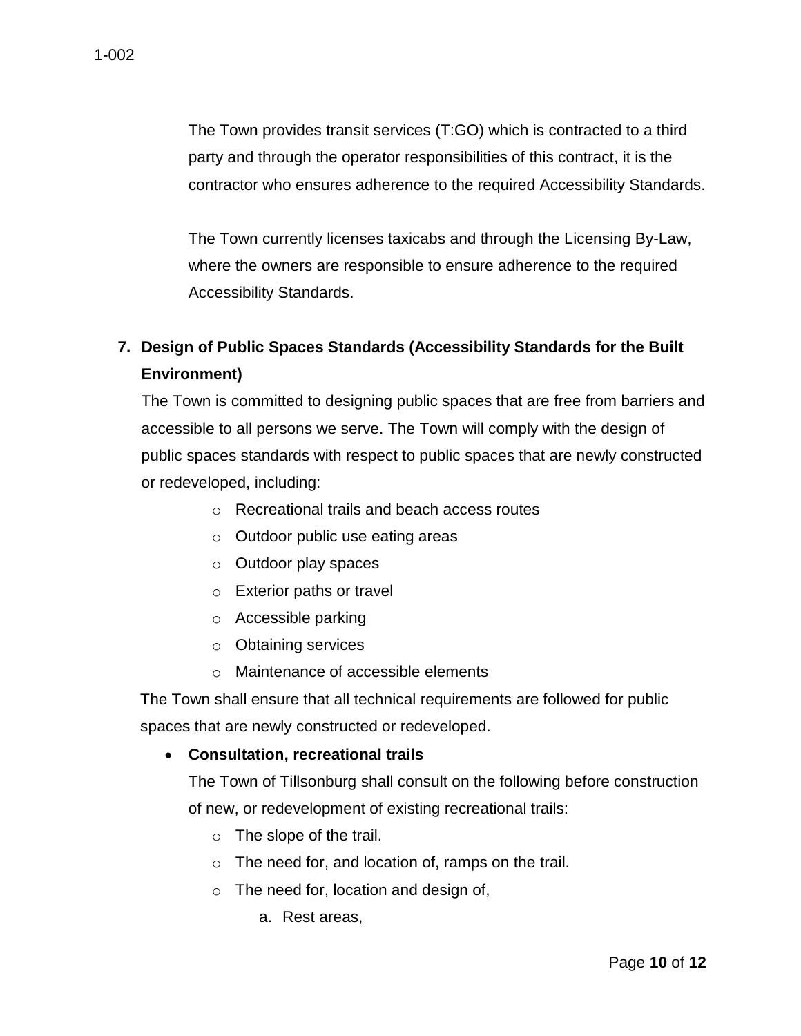The Town provides transit services (T:GO) which is contracted to a third party and through the operator responsibilities of this contract, it is the contractor who ensures adherence to the required Accessibility Standards.

The Town currently licenses taxicabs and through the Licensing By-Law, where the owners are responsible to ensure adherence to the required Accessibility Standards.

7. **Design of Public Spaces Standards (Accessibility Standards for the Built Environment)**

   The Town is committed to designing public spaces that are free from barriers and accessible to all persons we serve. The Town will comply with the design of public spaces standards with respect to public spaces that are newly constructed or redeveloped, including:

   - Recreational trails and beach access routes
   - Outdoor public use eating areas
   - Outdoor play spaces
   - Exterior paths or travel
   - Accessible parking
   - Obtaining services
   - Maintenance of accessible elements

   The Town shall ensure that all technical requirements are followed for public spaces that are newly constructed or redeveloped.

   - **Consultation, recreational trails**

     The Town of Tillsonburg shall consult on the following before construction of new, or redevelopment of existing recreational trails:

     - The slope of the trail.
     - The need for, and location of, ramps on the trail.
     - The need for, location and design of,
       a. Rest areas,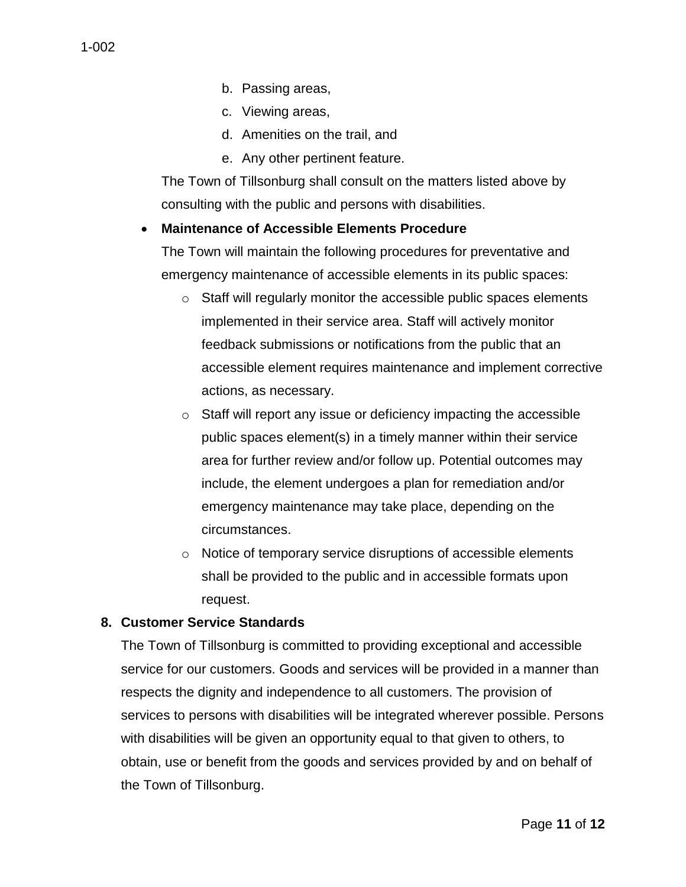b. Passing areas,
   c. Viewing areas,
   d. Amenities on the trail, and
   e. Any other pertinent feature.

  The Town of Tillsonburg shall consult on the matters listed above by consulting with the public and persons with disabilities.

- **Maintenance of Accessible Elements Procedure**

  The Town will maintain the following procedures for preventative and emergency maintenance of accessible elements in its public spaces:

  - Staff will regularly monitor the accessible public spaces elements implemented in their service area. Staff will actively monitor feedback submissions or notifications from the public that an accessible element requires maintenance and implement corrective actions, as necessary.
  - Staff will report any issue or deficiency impacting the accessible public spaces element(s) in a timely manner within their service area for further review and/or follow up. Potential outcomes may include, the element undergoes a plan for remediation and/or emergency maintenance may take place, depending on the circumstances.
  - Notice of temporary service disruptions of accessible elements shall be provided to the public and in accessible formats upon request.

**8. Customer Service Standards**

The Town of Tillsonburg is committed to providing exceptional and accessible service for our customers. Goods and services will be provided in a manner than respects the dignity and independence to all customers. The provision of services to persons with disabilities will be integrated wherever possible. Persons with disabilities will be given an opportunity equal to that given to others, to obtain, use or benefit from the goods and services provided by and on behalf of the Town of Tillsonburg.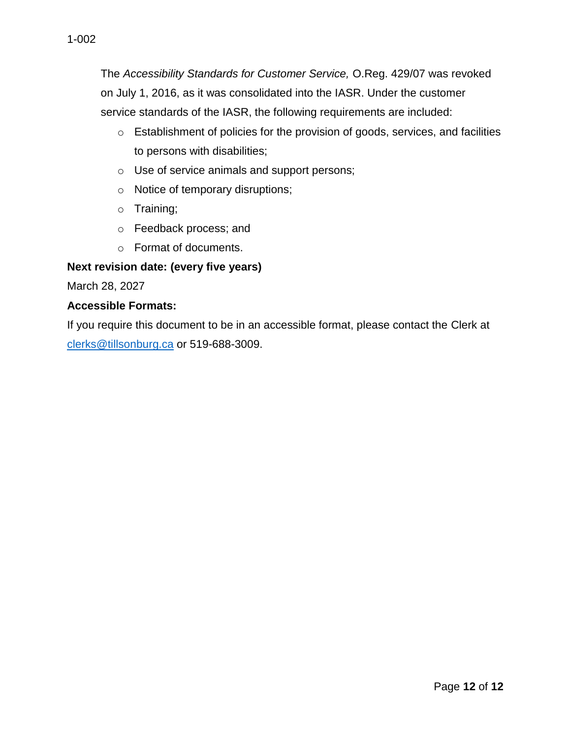The *Accessibility Standards for Customer Service,* O.Reg. 429/07 was revoked on July 1, 2016, as it was consolidated into the IASR. Under the customer service standards of the IASR, the following requirements are included:

- Establishment of policies for the provision of goods, services, and facilities to persons with disabilities;
- Use of service animals and support persons;
- Notice of temporary disruptions;
- Training;
- Feedback process; and
- Format of documents.

**Next revision date: (every five years)**

March 28, 2027

**Accessible Formats:**

If you require this document to be in an accessible format, please contact the Clerk at clerks@tillsonburg.ca or 519-688-3009.